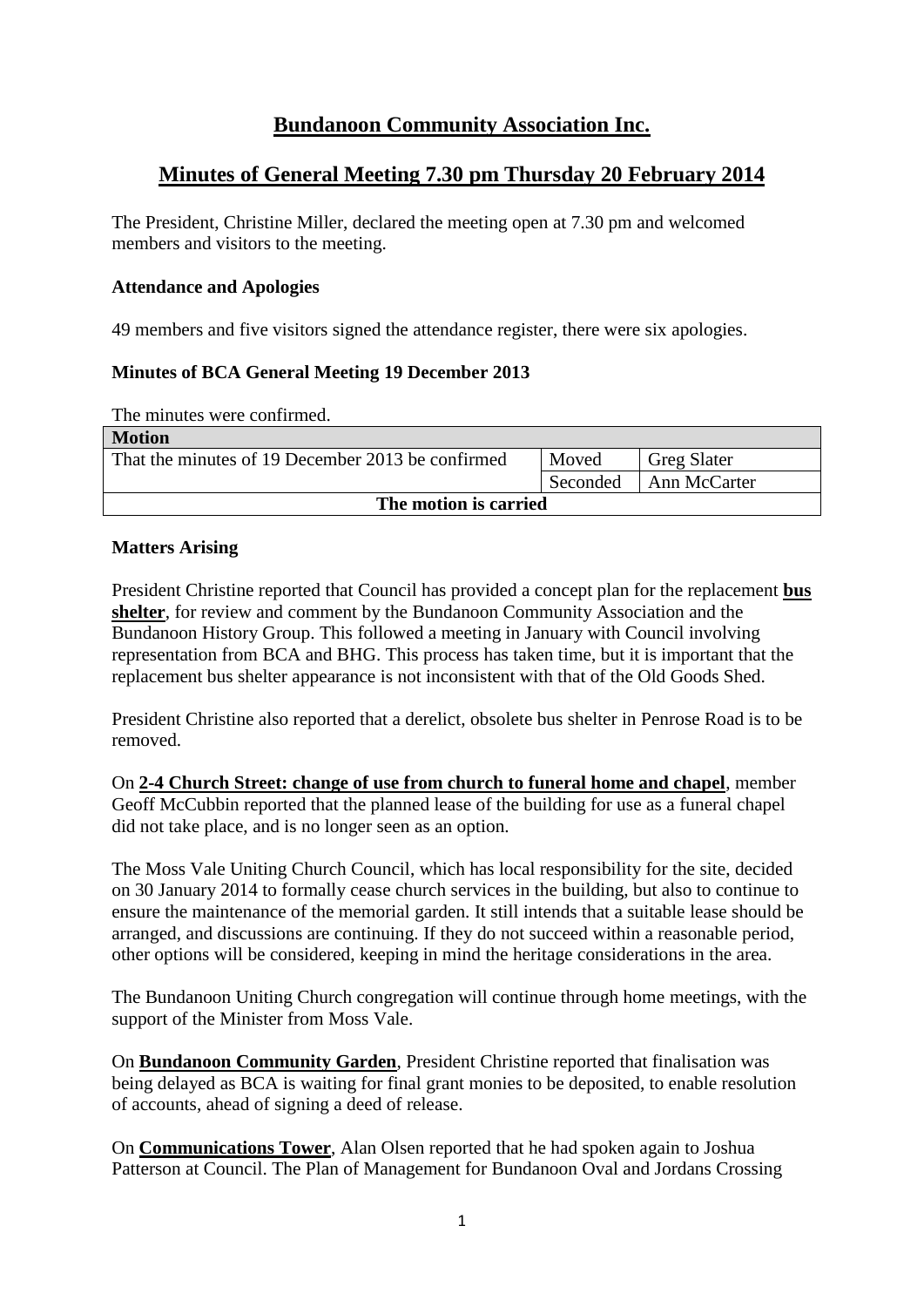# Bundanoon Community Association Inc.

## Minutes of General Meeting 7.30 pm Thursday 20 February 2014

The President, Christine Miller, declared the meeting open at 7.30 pm and welcomed members and visitors to the meeting.

### Attendance and Apologies

49 members and five visitors signed the attendance register, there were six apologies.

### Minutes of BCA General Meeting 19 December 2013

The minutes were confirmed.

| Motion | | |
|---|---|---|
| That the minutes of 19 December 2013 be confirmed | Moved | Greg Slater |
| | Seconded | Ann McCarter |
| **The motion is carried** | | |

### Matters Arising

President Christine reported that Council has provided a concept plan for the replacement **bus shelter**, for review and comment by the Bundanoon Community Association and the Bundanoon History Group. This followed a meeting in January with Council involving representation from BCA and BHG. This process has taken time, but it is important that the replacement bus shelter appearance is not inconsistent with that of the Old Goods Shed.

President Christine also reported that a derelict, obsolete bus shelter in Penrose Road is to be removed.

On **2-4 Church Street: change of use from church to funeral home and chapel**, member Geoff McCubbin reported that the planned lease of the building for use as a funeral chapel did not take place, and is no longer seen as an option.

The Moss Vale Uniting Church Council, which has local responsibility for the site, decided on 30 January 2014 to formally cease church services in the building, but also to continue to ensure the maintenance of the memorial garden. It still intends that a suitable lease should be arranged, and discussions are continuing. If they do not succeed within a reasonable period, other options will be considered, keeping in mind the heritage considerations in the area.

The Bundanoon Uniting Church congregation will continue through home meetings, with the support of the Minister from Moss Vale.

On **Bundanoon Community Garden**, President Christine reported that finalisation was being delayed as BCA is waiting for final grant monies to be deposited, to enable resolution of accounts, ahead of signing a deed of release.

On **Communications Tower**, Alan Olsen reported that he had spoken again to Joshua Patterson at Council. The Plan of Management for Bundanoon Oval and Jordans Crossing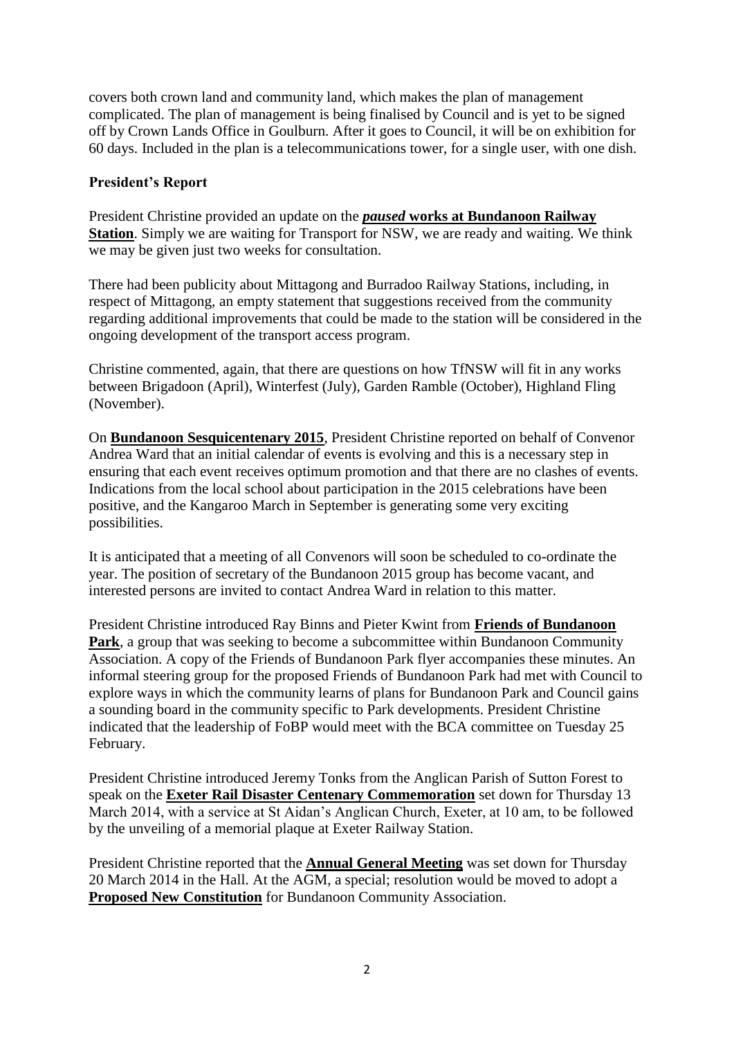covers both crown land and community land, which makes the plan of management complicated. The plan of management is being finalised by Council and is yet to be signed off by Crown Lands Office in Goulburn. After it goes to Council, it will be on exhibition for 60 days. Included in the plan is a telecommunications tower, for a single user, with one dish.

### President's Report

President Christine provided an update on the ***paused*** **works at Bundanoon Railway Station**. Simply we are waiting for Transport for NSW, we are ready and waiting. We think we may be given just two weeks for consultation.

There had been publicity about Mittagong and Burradoo Railway Stations, including, in respect of Mittagong, an empty statement that suggestions received from the community regarding additional improvements that could be made to the station will be considered in the ongoing development of the transport access program.

Christine commented, again, that there are questions on how TfNSW will fit in any works between Brigadoon (April), Winterfest (July), Garden Ramble (October), Highland Fling (November).

On **Bundanoon Sesquicentenary 2015**, President Christine reported on behalf of Convenor Andrea Ward that an initial calendar of events is evolving and this is a necessary step in ensuring that each event receives optimum promotion and that there are no clashes of events. Indications from the local school about participation in the 2015 celebrations have been positive, and the Kangaroo March in September is generating some very exciting possibilities.

It is anticipated that a meeting of all Convenors will soon be scheduled to co-ordinate the year. The position of secretary of the Bundanoon 2015 group has become vacant, and interested persons are invited to contact Andrea Ward in relation to this matter.

President Christine introduced Ray Binns and Pieter Kwint from **Friends of Bundanoon Park**, a group that was seeking to become a subcommittee within Bundanoon Community Association. A copy of the Friends of Bundanoon Park flyer accompanies these minutes. An informal steering group for the proposed Friends of Bundanoon Park had met with Council to explore ways in which the community learns of plans for Bundanoon Park and Council gains a sounding board in the community specific to Park developments. President Christine indicated that the leadership of FoBP would meet with the BCA committee on Tuesday 25 February.

President Christine introduced Jeremy Tonks from the Anglican Parish of Sutton Forest to speak on the **Exeter Rail Disaster Centenary Commemoration** set down for Thursday 13 March 2014, with a service at St Aidan's Anglican Church, Exeter, at 10 am, to be followed by the unveiling of a memorial plaque at Exeter Railway Station.

President Christine reported that the **Annual General Meeting** was set down for Thursday 20 March 2014 in the Hall. At the AGM, a special; resolution would be moved to adopt a **Proposed New Constitution** for Bundanoon Community Association.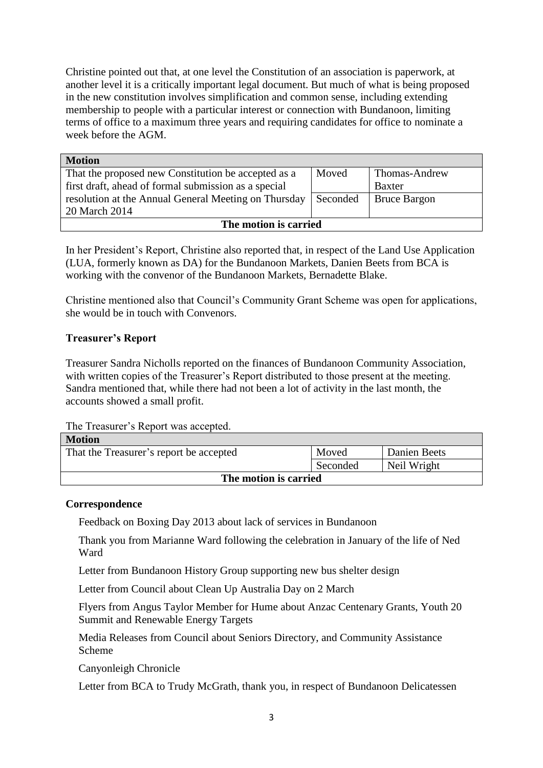Christine pointed out that, at one level the Constitution of an association is paperwork, at another level it is a critically important legal document. But much of what is being proposed in the new constitution involves simplification and common sense, including extending membership to people with a particular interest or connection with Bundanoon, limiting terms of office to a maximum three years and requiring candidates for office to nominate a week before the AGM.

| **Motion** | | |
|---|---|---|
| That the proposed new Constitution be accepted as a first draft, ahead of formal submission as a special resolution at the Annual General Meeting on Thursday 20 March 2014 | Moved | Thomas-Andrew Baxter |
| | Seconded | Bruce Bargon |
| **The motion is carried** | | |

In her President's Report, Christine also reported that, in respect of the Land Use Application (LUA, formerly known as DA) for the Bundanoon Markets, Danien Beets from BCA is working with the convenor of the Bundanoon Markets, Bernadette Blake.

Christine mentioned also that Council's Community Grant Scheme was open for applications, she would be in touch with Convenors.

### Treasurer's Report

Treasurer Sandra Nicholls reported on the finances of Bundanoon Community Association, with written copies of the Treasurer's Report distributed to those present at the meeting. Sandra mentioned that, while there had not been a lot of activity in the last month, the accounts showed a small profit.

The Treasurer's Report was accepted.

| **Motion** | | |
|---|---|---|
| That the Treasurer's report be accepted | Moved | Danien Beets |
| | Seconded | Neil Wright |
| **The motion is carried** | | |

### Correspondence

Feedback on Boxing Day 2013 about lack of services in Bundanoon

Thank you from Marianne Ward following the celebration in January of the life of Ned Ward

Letter from Bundanoon History Group supporting new bus shelter design

Letter from Council about Clean Up Australia Day on 2 March

Flyers from Angus Taylor Member for Hume about Anzac Centenary Grants, Youth 20 Summit and Renewable Energy Targets

Media Releases from Council about Seniors Directory, and Community Assistance Scheme

Canyonleigh Chronicle

Letter from BCA to Trudy McGrath, thank you, in respect of Bundanoon Delicatessen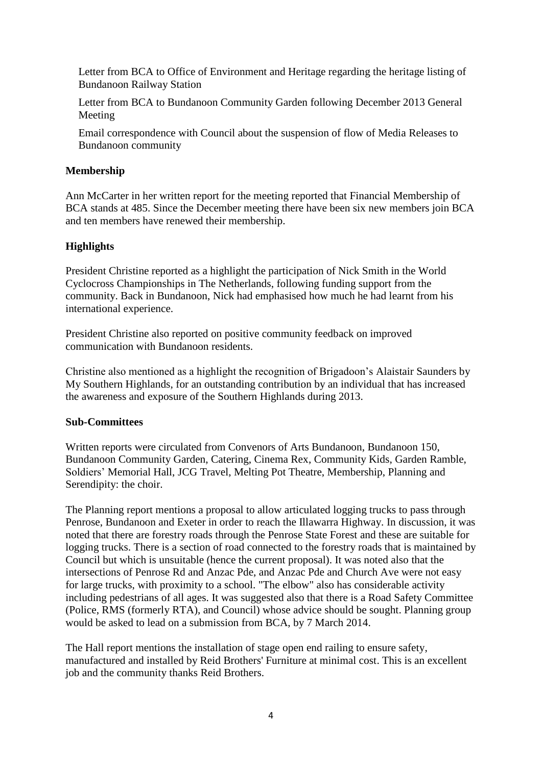Letter from BCA to Office of Environment and Heritage regarding the heritage listing of Bundanoon Railway Station

Letter from BCA to Bundanoon Community Garden following December 2013 General Meeting

Email correspondence with Council about the suspension of flow of Media Releases to Bundanoon community

**Membership**

Ann McCarter in her written report for the meeting reported that Financial Membership of BCA stands at 485. Since the December meeting there have been six new members join BCA and ten members have renewed their membership.

**Highlights**

President Christine reported as a highlight the participation of Nick Smith in the World Cyclocross Championships in The Netherlands, following funding support from the community. Back in Bundanoon, Nick had emphasised how much he had learnt from his international experience.

President Christine also reported on positive community feedback on improved communication with Bundanoon residents.

Christine also mentioned as a highlight the recognition of Brigadoon's Alaistair Saunders by My Southern Highlands, for an outstanding contribution by an individual that has increased the awareness and exposure of the Southern Highlands during 2013.

**Sub-Committees**

Written reports were circulated from Convenors of Arts Bundanoon, Bundanoon 150, Bundanoon Community Garden, Catering, Cinema Rex, Community Kids, Garden Ramble, Soldiers' Memorial Hall, JCG Travel, Melting Pot Theatre, Membership, Planning and Serendipity: the choir.

The Planning report mentions a proposal to allow articulated logging trucks to pass through Penrose, Bundanoon and Exeter in order to reach the Illawarra Highway. In discussion, it was noted that there are forestry roads through the Penrose State Forest and these are suitable for logging trucks. There is a section of road connected to the forestry roads that is maintained by Council but which is unsuitable (hence the current proposal). It was noted also that the intersections of Penrose Rd and Anzac Pde, and Anzac Pde and Church Ave were not easy for large trucks, with proximity to a school. "The elbow" also has considerable activity including pedestrians of all ages. It was suggested also that there is a Road Safety Committee (Police, RMS (formerly RTA), and Council) whose advice should be sought. Planning group would be asked to lead on a submission from BCA, by 7 March 2014.

The Hall report mentions the installation of stage open end railing to ensure safety, manufactured and installed by Reid Brothers' Furniture at minimal cost. This is an excellent job and the community thanks Reid Brothers.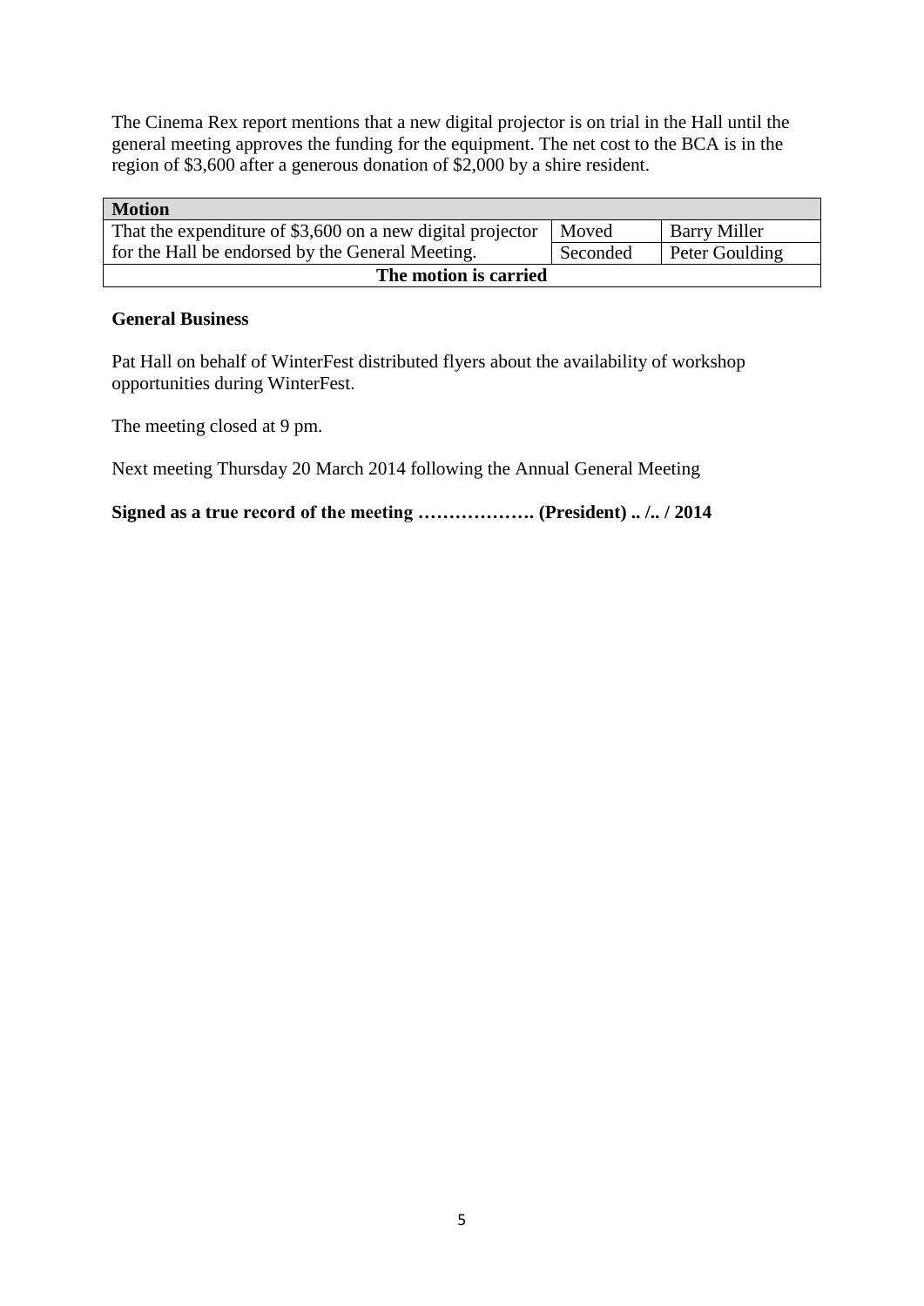The Cinema Rex report mentions that a new digital projector is on trial in the Hall until the general meeting approves the funding for the equipment. The net cost to the BCA is in the region of $3,600 after a generous donation of $2,000 by a shire resident.

| **Motion** | | |
|---|---|---|
| That the expenditure of $3,600 on a new digital projector for the Hall be endorsed by the General Meeting. | Moved | Barry Miller |
| | Seconded | Peter Goulding |
| **The motion is carried** | | |

**General Business**

Pat Hall on behalf of WinterFest distributed flyers about the availability of workshop opportunities during WinterFest.

The meeting closed at 9 pm.

Next meeting Thursday 20 March 2014 following the Annual General Meeting

**Signed as a true record of the meeting ………………. (President) .. /.. / 2014**